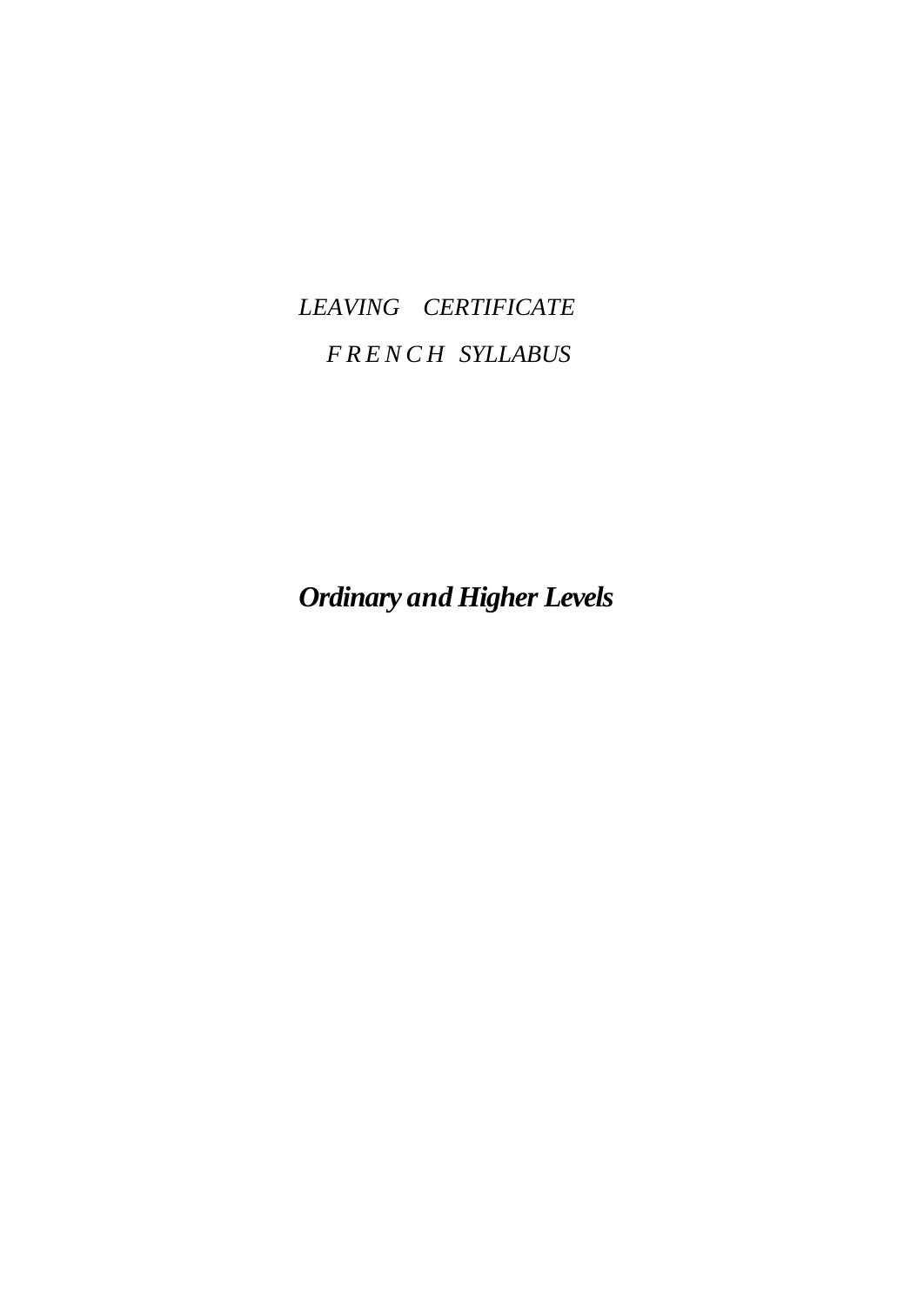# *LEAVING CERTIFICATE*

## *FRENCH SYLLABUS*

***Ordinary and Higher Levels***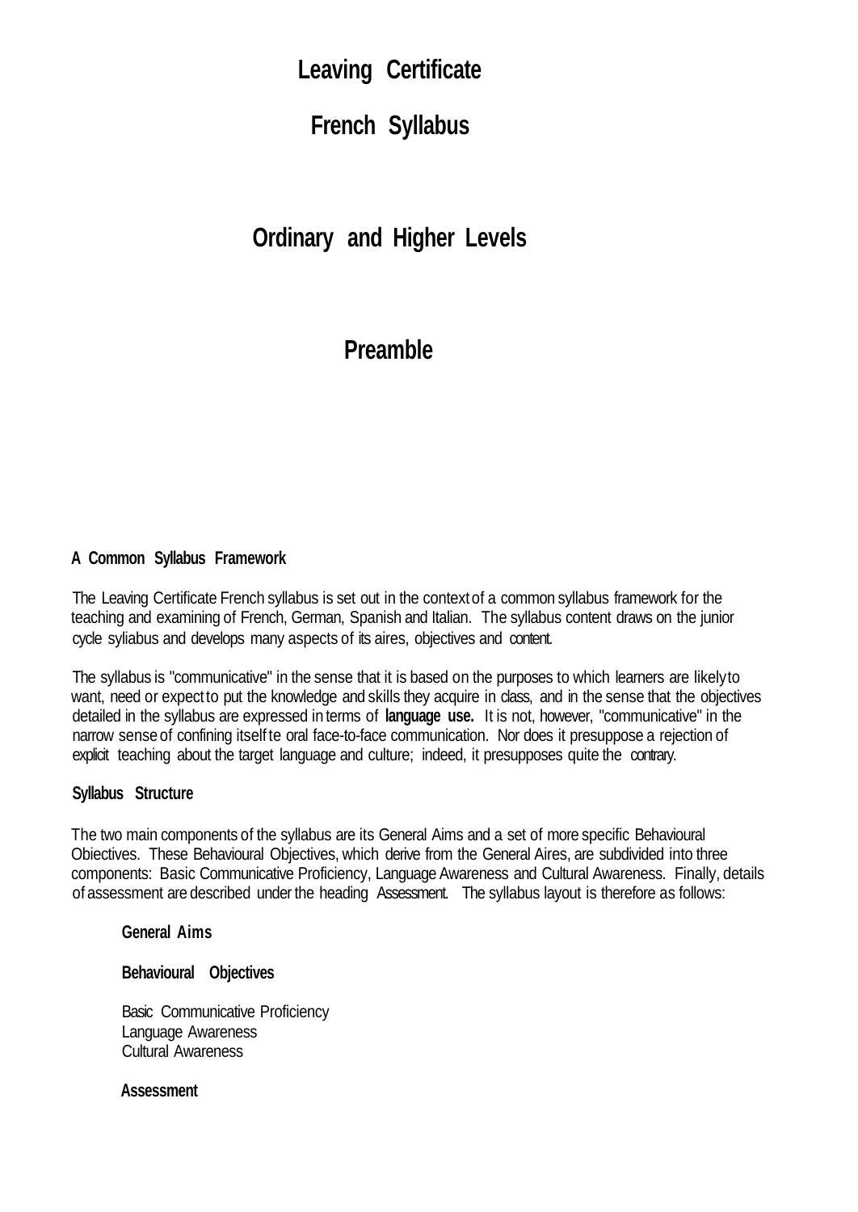# Leaving Certificate

# French Syllabus

## Ordinary and Higher Levels

## Preamble

### A Common Syllabus Framework

The Leaving Certificate French syllabus is set out in the context of a common syllabus framework for the teaching and examining of French, German, Spanish and Italian. The syllabus content draws on the junior cycle syliabus and develops many aspects of its aires, objectives and content.

The syllabus is "communicative" in the sense that it is based on the purposes to which learners are likely to want, need or expect to put the knowledge and skills they acquire in class, and in the sense that the objectives detailed in the syllabus are expressed in terms of **language use.** It is not, however, "communicative" in the narrow sense of confining itself te oral face-to-face communication. Nor does it presuppose a rejection of explicit teaching about the target language and culture; indeed, it presupposes quite the contrary.

### Syllabus Structure

The two main components of the syllabus are its General Aims and a set of more specific Behavioural Obiectives. These Behavioural Objectives, which derive from the General Aires, are subdivided into three components: Basic Communicative Proficiency, Language Awareness and Cultural Awareness. Finally, details of assessment are described under the heading Assessment. The syllabus layout is therefore as follows:

**General Aims**

**Behavioural Objectives**

Basic Communicative Proficiency
Language Awareness
Cultural Awareness

**Assessment**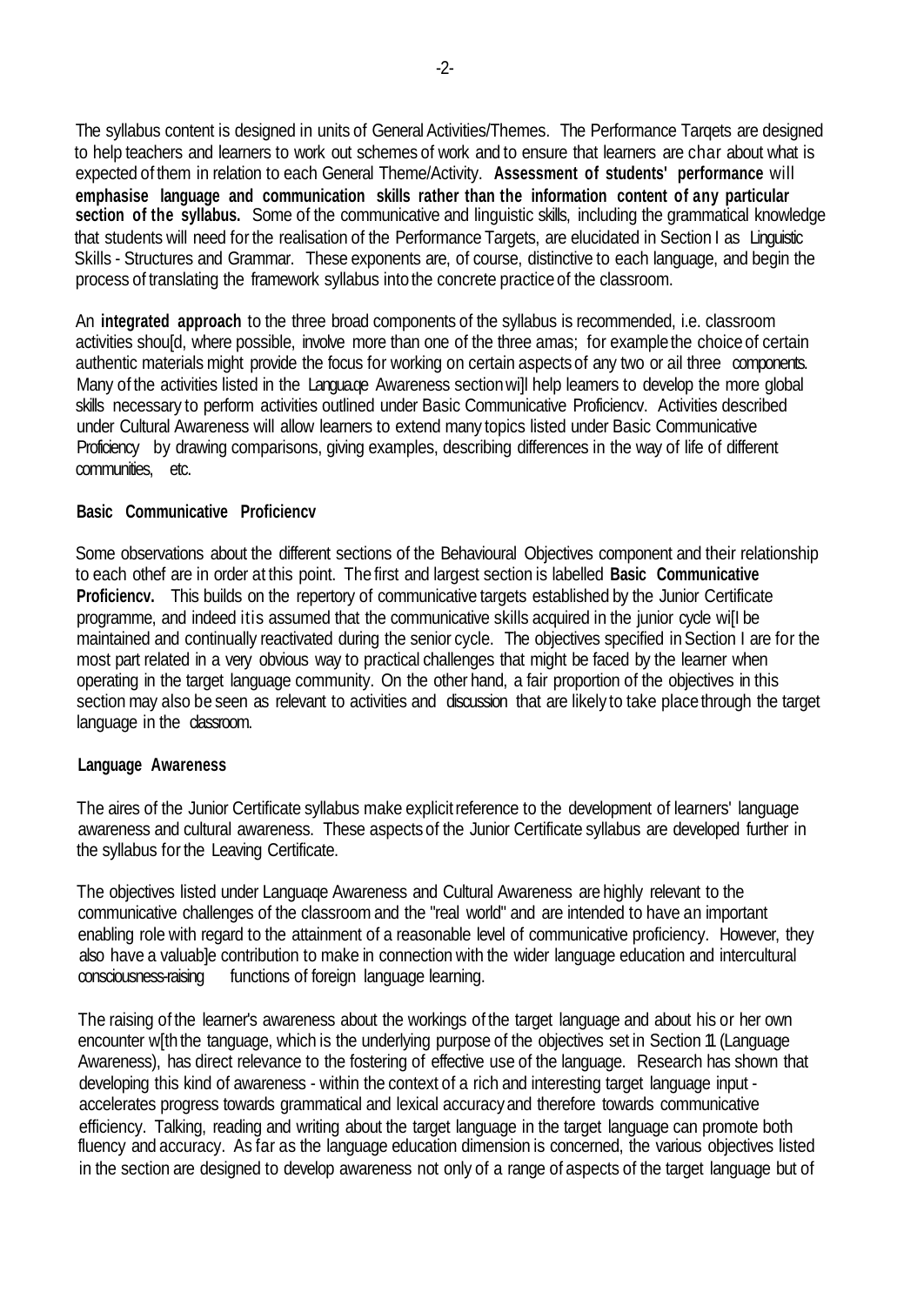The syllabus content is designed in units of General Activities/Themes. The Performance Tarqets are designed to help teachers and learners to work out schemes of work and to ensure that learners are char about what is expected of them in relation to each General Theme/Activity. **Assessment of students' performance will emphasise language and communication skills rather than the information content of any particular section of the syllabus.** Some of the communicative and linguistic skills, including the grammatical knowledge that students will need for the realisation of the Performance Targets, are elucidated in Section I as Linguistic Skills - Structures and Grammar. These exponents are, of course, distinctive to each language, and begin the process of translating the framework syllabus into the concrete practice of the classroom.

An **integrated approach** to the three broad components of the syllabus is recommended, i.e. classroom activities shou[d, where possible, involve more than one of the three amas; for example the choice of certain authentic materials might provide the focus for working on certain aspects of any two or ail three components. Many of the activities listed in the Langua.qe Awareness section wi]l help leamers to develop the more global skills necessary to perform activities outlined under Basic Communicative Proficiencv. Activities described under Cultural Awareness will allow learners to extend many topics listed under Basic Communicative Proficiency by drawing comparisons, giving examples, describing differences in the way of life of different communities, etc.

**Basic Communicative Proficiencv**

Some observations about the different sections of the Behavioural Objectives component and their relationship to each othef are in order at this point. The first and largest section is labelled **Basic Communicative Proficiencv.** This builds on the repertory of communicative targets established by the Junior Certificate programme, and indeed itis assumed that the communicative skills acquired in the junior cycle wi[l be maintained and continually reactivated during the senior cycle. The objectives specified in Section I are for the most part related in a very obvious way to practical challenges that might be faced by the learner when operating in the target language community. On the other hand, a fair proportion of the objectives in this section may also be seen as relevant to activities and discussion that are likely to take place through the target language in the classroom.

**Language Awareness**

The aires of the Junior Certificate syllabus make explicit reference to the development of learners' language awareness and cultural awareness. These aspects of the Junior Certificate syllabus are developed further in the syllabus for the Leaving Certificate.

The objectives listed under Languaqe Awareness and Cultural Awareness are highly relevant to the communicative challenges of the classroom and the "real world" and are intended to have an important enabling role with regard to the attainment of a reasonable level of communicative proficiency. However, they also have a valuab]e contribution to make in connection with the wider language education and intercultural consciousness-raising functions of foreign language learning.

The raising of the learner's awareness about the workings of the target language and about his or her own encounter w[th the tanguage, which is the underlying purpose of the objectives set in Section 11 (Language Awareness), has direct relevance to the fostering of effective use of the language. Research has shown that developing this kind of awareness - within the context of a rich and interesting target language input - accelerates progress towards grammatical and lexical accuracy and therefore towards communicative efficiency. Talking, reading and writing about the target language in the target language can promote both fluency and accuracy. As far as the language education dimension is concerned, the various objectives listed in the section are designed to develop awareness not only of a range of aspects of the target language but of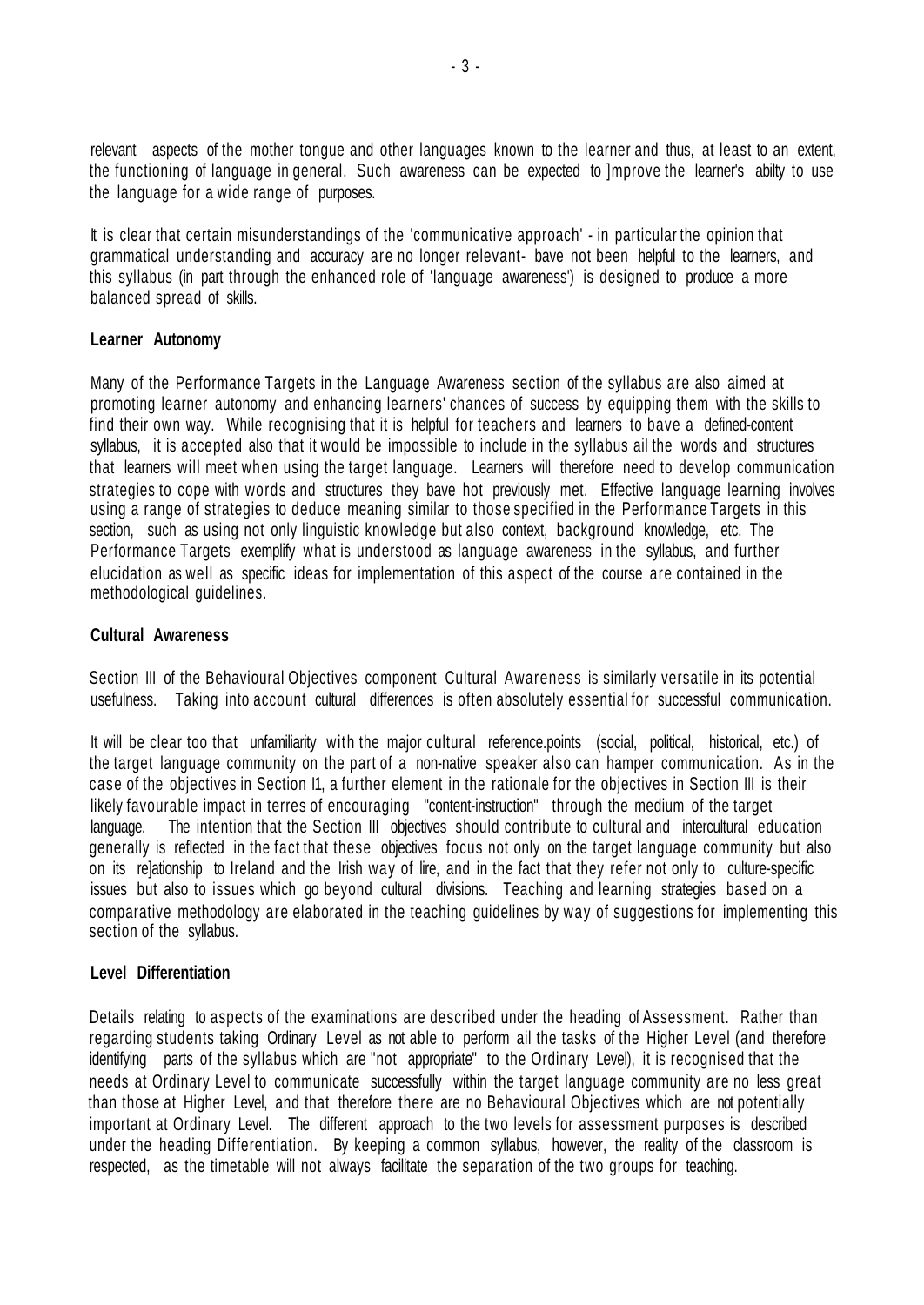relevant aspects of the mother tongue and other languages known to the learner and thus, at least to an extent, the functioning of language in general. Such awareness can be expected to ]mprove the learner's abilty to use the language for a wide range of purposes.

It is clear that certain misunderstandings of the 'communicative approach' - in particular the opinion that grammatical understanding and accuracy are no longer relevant- bave not been helpful to the learners, and this syllabus (in part through the enhanced role of 'language awareness') is designed to produce a more balanced spread of skills.

**Learner Autonomy**

Many of the Performance Targets in the Language Awareness section of the syllabus are also aimed at promoting learner autonomy and enhancing learners' chances of success by equipping them with the skills to find their own way. While recognising that it is helpful for teachers and learners to bave a defined-content syllabus, it is accepted also that it would be impossible to include in the syllabus ail the words and structures that learners will meet when using the target language. Learners will therefore need to develop communication strategies to cope with words and structures they bave hot previously met. Effective language learning involves using a range of strategies to deduce meaning similar to those specified in the Performance Targets in this section, such as using not only linguistic knowledge but also context, background knowledge, etc. The Performance Targets exemplify what is understood as language awareness in the syllabus, and further elucidation as well as specific ideas for implementation of this aspect of the course are contained in the methodological guidelines.

**Cultural Awareness**

Section III of the Behavioural Objectives component Cultural Awareness is similarly versatile in its potential usefulness. Taking into account cultural differences is often absolutely essential for successful communication.

It will be clear too that unfamiliarity with the major cultural reference.points (social, political, historical, etc.) of the target language community on the part of a non-native speaker also can hamper communication. As in the case of the objectives in Section I1, a further element in the rationale for the objectives in Section III is their likely favourable impact in terres of encouraging "content-instruction" through the medium of the target language. The intention that the Section III objectives should contribute to cultural and intercultural education generally is reflected in the fact that these objectives focus not only on the target language community but also on its re]ationship to Ireland and the Irish way of lire, and in the fact that they refer not only to culture-specific issues but also to issues which go beyond cultural divisions. Teaching and learning strategies based on a comparative methodology are elaborated in the teaching guidelines by way of suggestions for implementing this section of the syllabus.

**Level Differentiation**

Details relating to aspects of the examinations are described under the heading of Assessment. Rather than regarding students taking Ordinary Level as not able to perform ail the tasks of the Higher Level (and therefore identifying parts of the syllabus which are "not appropriate" to the Ordinary Level), it is recognised that the needs at Ordinary Level to communicate successfully within the target language community are no less great than those at Higher Level, and that therefore there are no Behavioural Objectives which are not potentially important at Ordinary Level. The different approach to the two levels for assessment purposes is described under the heading Differentiation. By keeping a common syllabus, however, the reality of the classroom is respected, as the timetable will not always facilitate the separation of the two groups for teaching.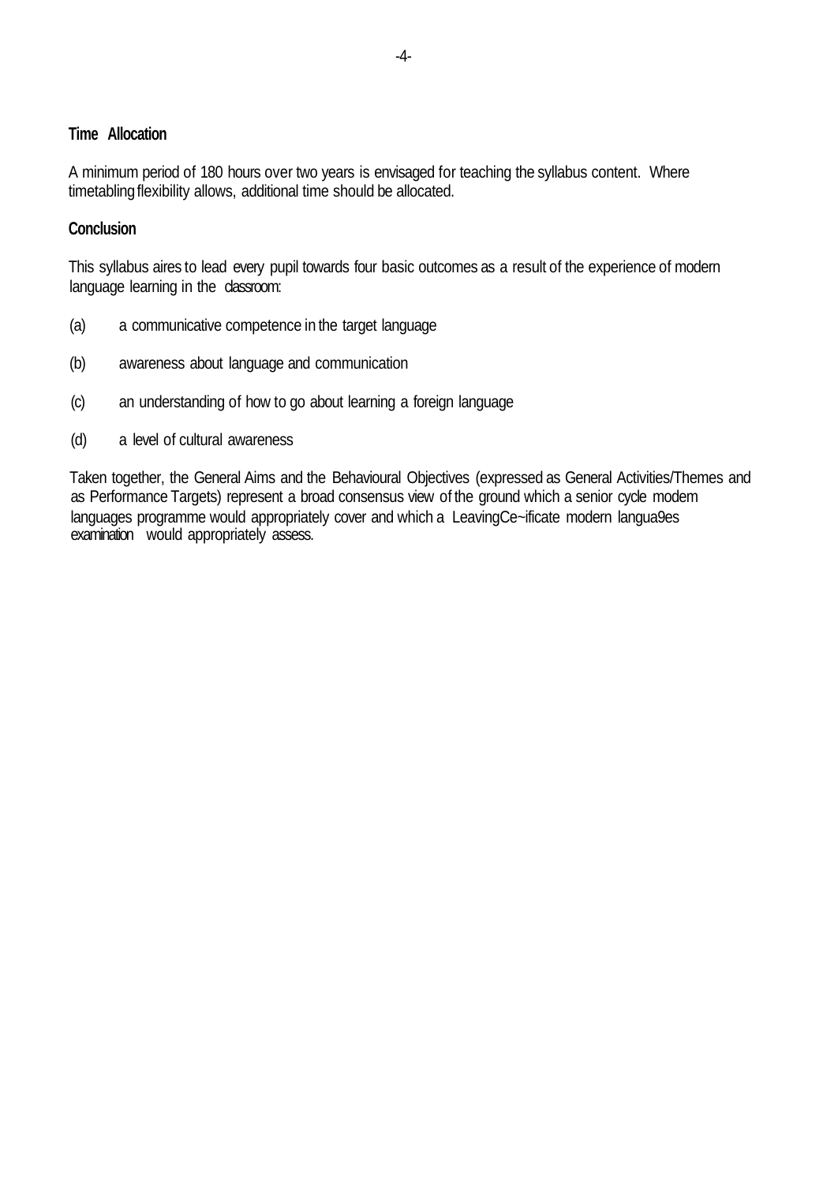## Time Allocation

A minimum period of 180 hours over two years is envisaged for teaching the syllabus content. Where timetabling flexibility allows, additional time should be allocated.

## Conclusion

This syllabus aires to lead every pupil towards four basic outcomes as a result of the experience of modern language learning in the classroom:

(a) a communicative competence in the target language

(b) awareness about language and communication

(c) an understanding of how to go about learning a foreign language

(d) a level of cultural awareness

Taken together, the General Aims and the Behavioural Objectives (expressed as General Activities/Themes and as Performance Targets) represent a broad consensus view of the ground which a senior cycle modem languages programme would appropriately cover and which a LeavingCe~ificate modern langua9es examination would appropriately assess.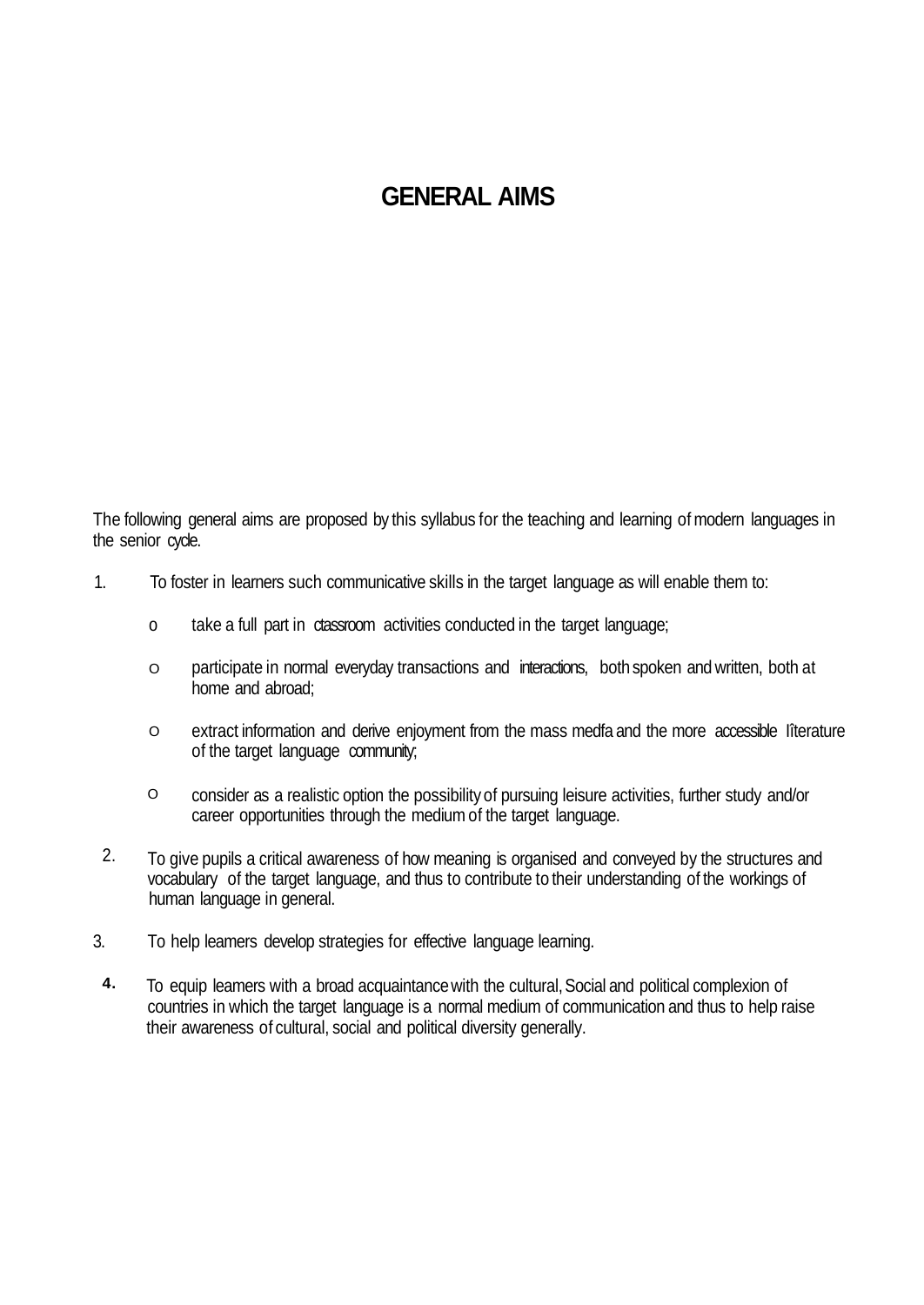# GENERAL AIMS

The following general aims are proposed by this syllabus for the teaching and learning of modern languages in the senior cycle.

1. To foster in learners such communicative skills in the target language as will enable them to:

   - take a full part in ctassroom activities conducted in the target language;
   - participate in normal everyday transactions and interactions, both spoken and written, both at home and abroad;
   - extract information and derive enjoyment from the mass medfa and the more accessible lîterature of the target language community;
   - consider as a realistic option the possibility of pursuing leisure activities, further study and/or career opportunities through the medium of the target language.

2. To give pupils a critical awareness of how meaning is organised and conveyed by the structures and vocabulary of the target language, and thus to contribute to their understanding of the workings of human language in general.

3. To help leamers develop strategies for effective language learning.

4. To equip leamers with a broad acquaintance with the cultural, Social and political complexion of countries in which the target language is a normal medium of communication and thus to help raise their awareness of cultural, social and political diversity generally.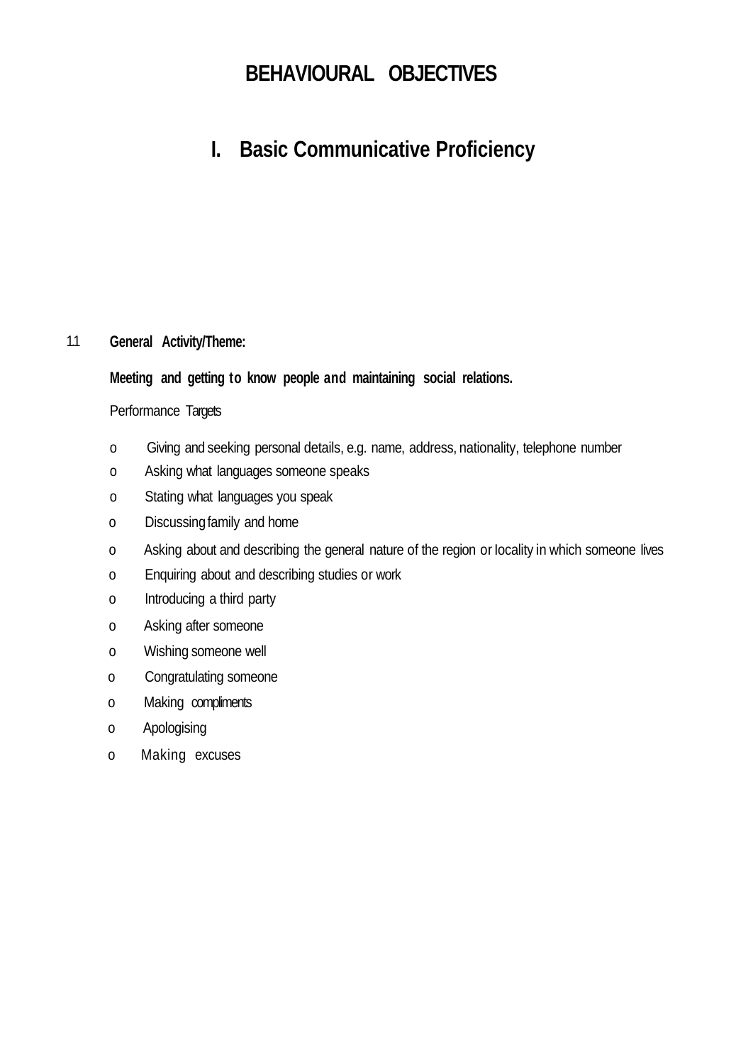# BEHAVIOURAL OBJECTIVES

## I. Basic Communicative Proficiency

1.1 **General Activity/Theme:**

**Meeting and getting to know people and maintaining social relations.**

Performance Targets

- Giving and seeking personal details, e.g. name, address, nationality, telephone number
- Asking what languages someone speaks
- Stating what languages you speak
- Discussing family and home
- Asking about and describing the general nature of the region or locality in which someone lives
- Enquiring about and describing studies or work
- Introducing a third party
- Asking after someone
- Wishing someone well
- Congratulating someone
- Making compliments
- Apologising
- Making excuses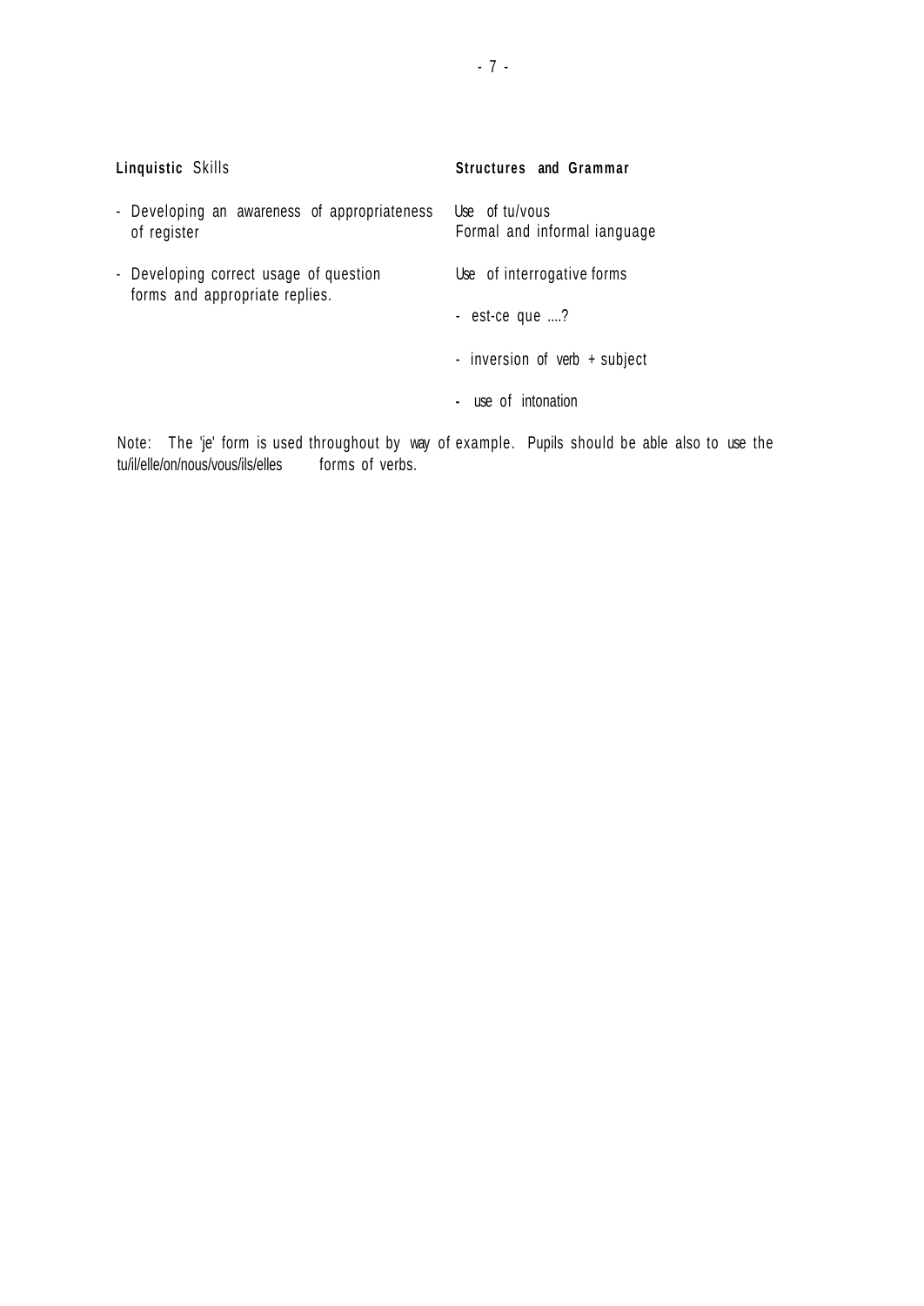| **Linquistic** Skills | **Structures and Grammar** |
| --- | --- |
| - Developing an awareness of appropriateness of register | Use of tu/vous<br>Formal and informal ianguage |
| - Developing correct usage of question forms and appropriate replies. | Use of interrogative forms<br><br>- est-ce que ....?<br><br>- inversion of verb + subject<br><br>- use of intonation |

Note: The 'je' form is used throughout by way of example. Pupils should be able also to use the tu/il/elle/on/nous/vous/ils/elles forms of verbs.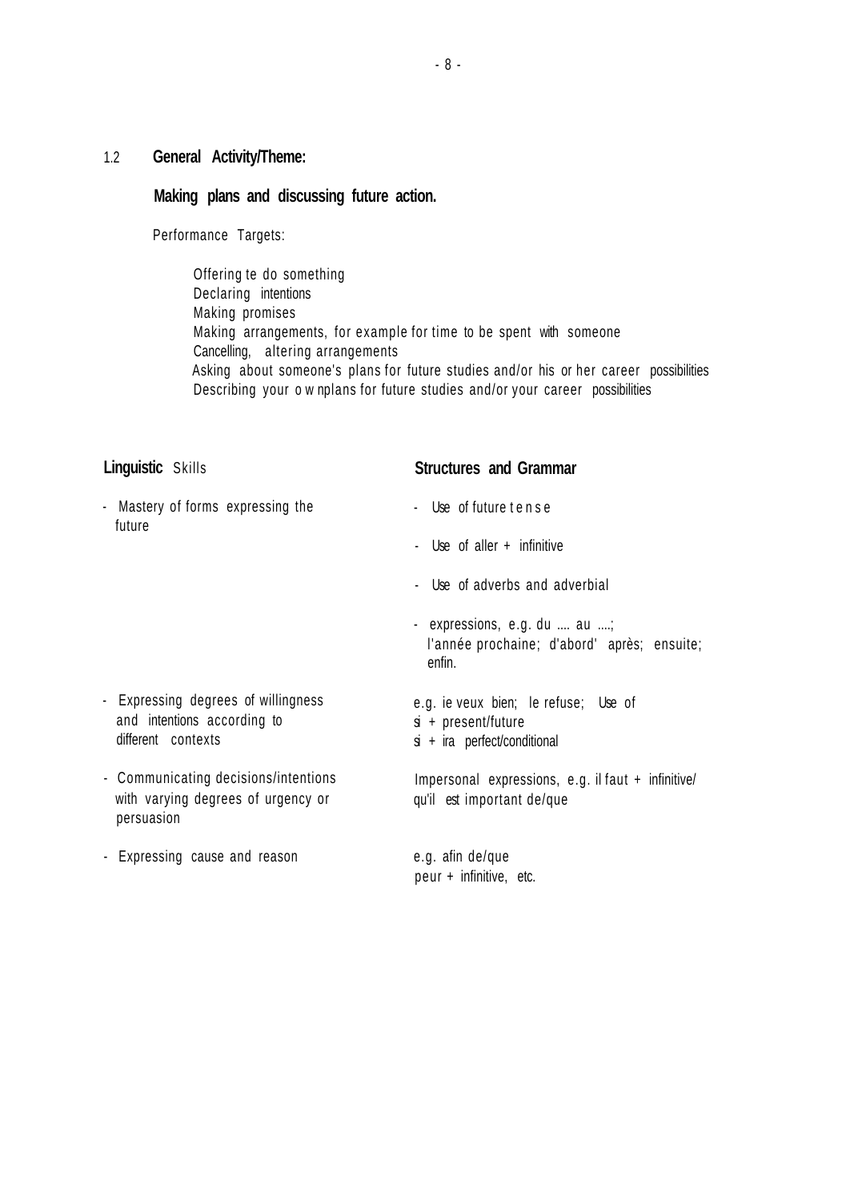## 1.2 General Activity/Theme:

### Making plans and discussing future action.

Performance Targets:

- Offering te do something
- Declaring intentions
- Making promises
- Making arrangements, for example for time to be spent with someone
- Cancelling, altering arrangements
- Asking about someone's plans for future studies and/or his or her career possibilities
- Describing your o w nplans for future studies and/or your career possibilities

| **Linguistic** Skills | **Structures and Grammar** |
| --- | --- |
| - Mastery of forms expressing the future | - Use of future t e n s e<br>- Use of aller + infinitive<br>- Use of adverbs and adverbial<br>- expressions, e.g. du .... au ....; l'année prochaine; d'abord' après; ensuite; enfin. |
| - Expressing degrees of willingness and intentions according to different contexts | e.g. ie veux bien; le refuse; Use of<br>si + present/future<br>si + ira perfect/conditional |
| - Communicating decisions/intentions with varying degrees of urgency or persuasion | Impersonal expressions, e.g. il faut + infinitive/ qu'il est important de/que |
| - Expressing cause and reason | e.g. afin de/que<br>peur + infinitive, etc. |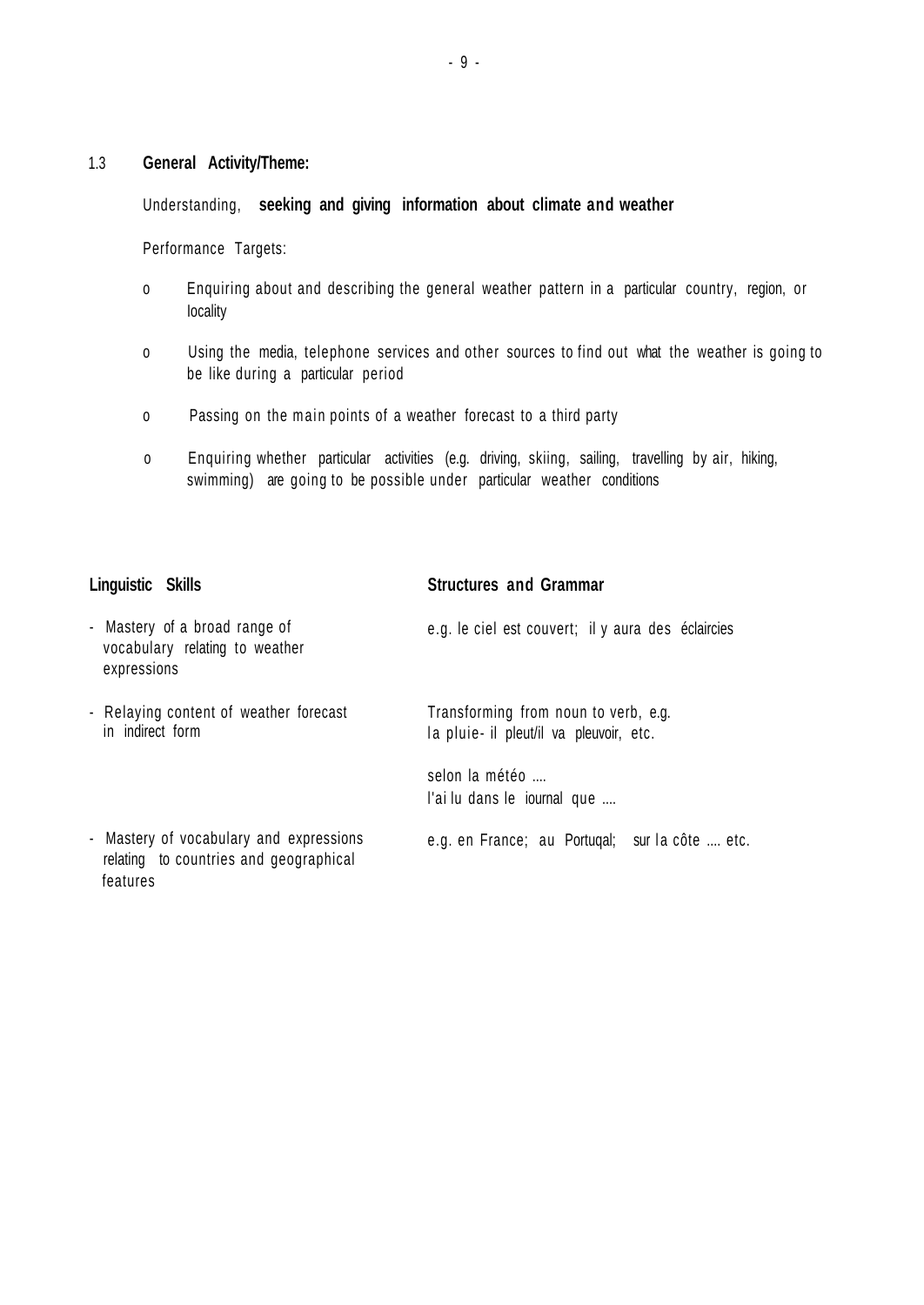1.3 **General Activity/Theme:**

Understanding, **seeking and giving information about climate and weather**

Performance Targets:

- o Enquiring about and describing the general weather pattern in a particular country, region, or locality
- o Using the media, telephone services and other sources to find out what the weather is going to be like during a particular period
- o Passing on the main points of a weather forecast to a third party
- o Enquiring whether particular activities (e.g. driving, skiing, sailing, travelling by air, hiking, swimming) are going to be possible under particular weather conditions

| **Linguistic Skills** | **Structures and Grammar** |
|---|---|
| - Mastery of a broad range of vocabulary relating to weather expressions | e.g. le ciel est couvert; il y aura des éclaircies |
| - Relaying content of weather forecast in indirect form | Transforming from noun to verb, e.g. la pluie- il pleut/il va pleuvoir, etc.<br><br>selon la météo ....<br>l'ai lu dans le iournal que .... |
| - Mastery of vocabulary and expressions relating to countries and geographical features | e.g. en France; au Portuqal; sur la côte .... etc. |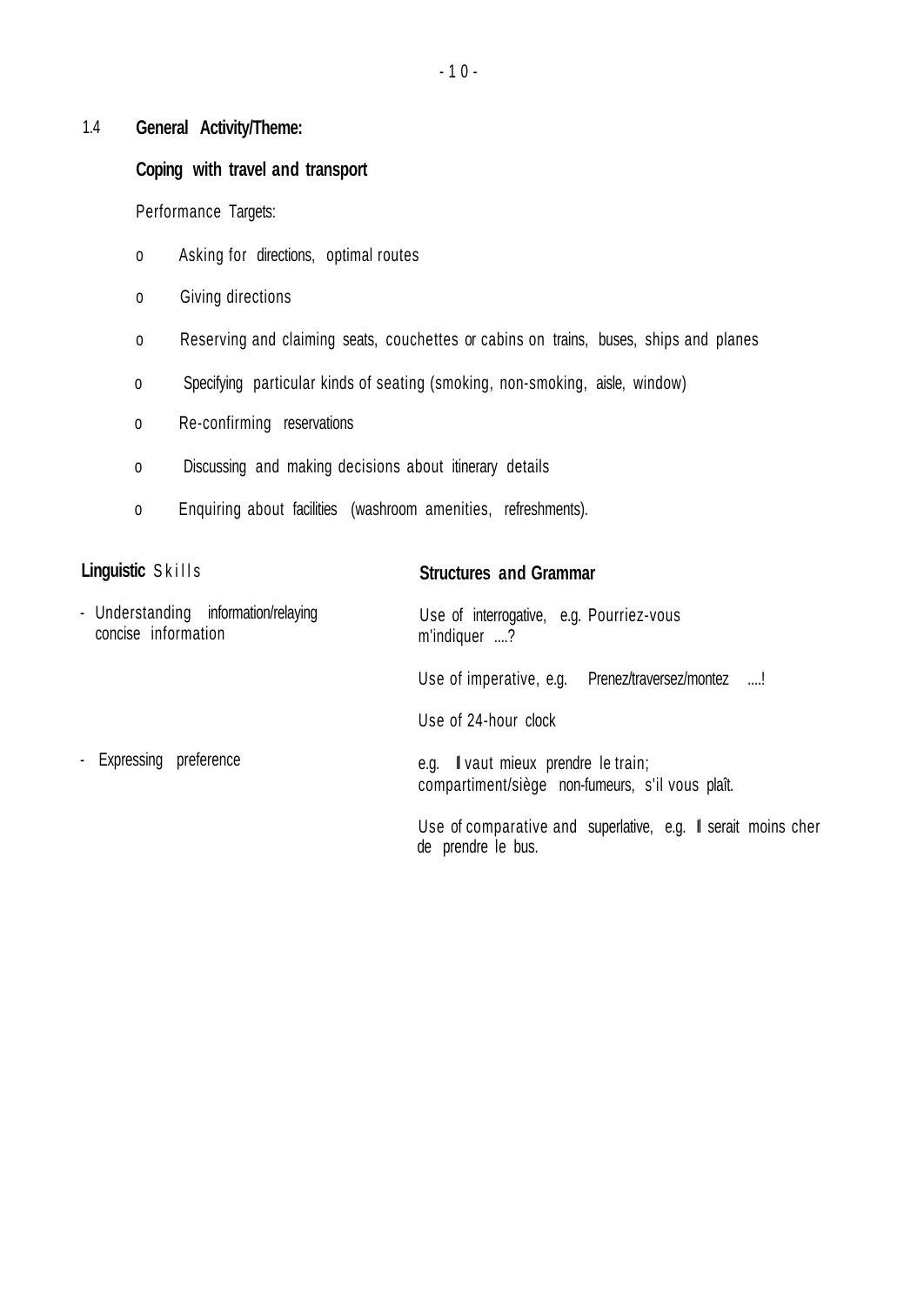1.4 **General Activity/Theme:**

**Coping with travel and transport**

Performance Targets:

- Asking for directions, optimal routes
- Giving directions
- Reserving and claiming seats, couchettes or cabins on trains, buses, ships and planes
- Specifying particular kinds of seating (smoking, non-smoking, aisle, window)
- Re-confirming reservations
- Discussing and making decisions about itinerary details
- Enquiring about facilities (washroom amenities, refreshments).

| **Linguistic Skills** | **Structures and Grammar** |
| --- | --- |
| - Understanding information/relaying concise information | Use of interrogative, e.g. Pourriez-vous m'indiquer ....? |
| | Use of imperative, e.g. Prenez/traversez/montez ....! |
| | Use of 24-hour clock |
| - Expressing preference | e.g. Il vaut mieux prendre le train; compartiment/siège non-fumeurs, s'il vous plaît. |
| | Use of comparative and superlative, e.g. Il serait moins cher de prendre le bus. |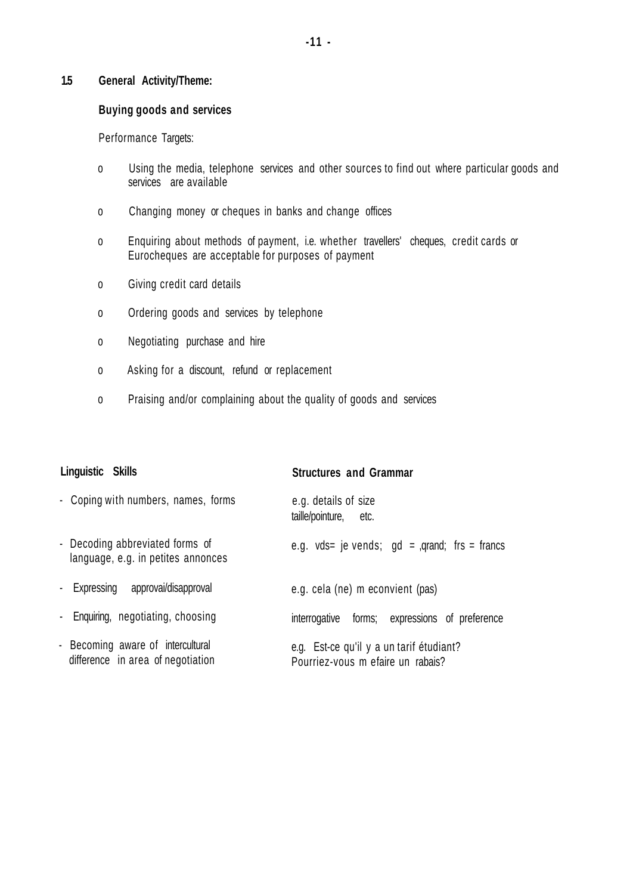## 1.5 General Activity/Theme:

### Buying goods and services

Performance Targets:

- Using the media, telephone services and other sources to find out where particular goods and services are available
- Changing money or cheques in banks and change offices
- Enquiring about methods of payment, i.e. whether travellers' cheques, credit cards or Eurocheques are acceptable for purposes of payment
- Giving credit card details
- Ordering goods and services by telephone
- Negotiating purchase and hire
- Asking for a discount, refund or replacement
- Praising and/or complaining about the quality of goods and services

| Linguistic Skills | Structures and Grammar |
| --- | --- |
| - Coping with numbers, names, forms | e.g. details of size taille/pointure, etc. |
| - Decoding abbreviated forms of language, e.g. in petites annonces | e.g. vds= je vends; gd = ,qrand; frs = francs |
| - Expressing approvai/disapproval | e.g. cela (ne) m econvient (pas) |
| - Enquiring, negotiating, choosing | interrogative forms; expressions of preference |
| - Becoming aware of intercultural difference in area of negotiation | e.g. Est-ce qu'il y a un tarif étudiant? Pourriez-vous m efaire un rabais? |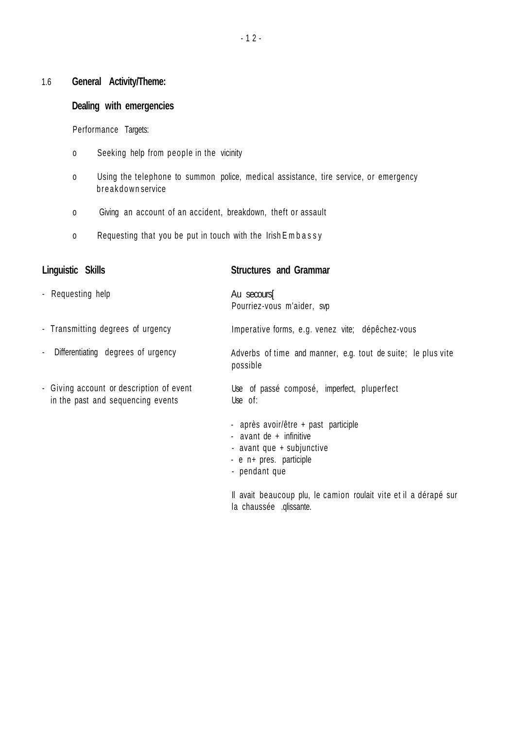## 1.6 General Activity/Theme:

### Dealing with emergencies

Performance Targets:

- o Seeking help from people in the vicinity
- o Using the telephone to summon police, medical assistance, tire service, or emergency breakdown service
- o Giving an account of an accident, breakdown, theft or assault
- o Requesting that you be put in touch with the Irish Embassy

| Linguistic Skills | Structures and Grammar |
| --- | --- |
| - Requesting help | Au secours[<br>Pourriez-vous m'aider, svp |
| - Transmitting degrees of urgency | Imperative forms, e.g. venez vite; dépêchez-vous |
| - Differentiating degrees of urgency | Adverbs of time and manner, e.g. tout de suite; le plus vite possible |
| - Giving account or description of event in the past and sequencing events | Use of passé composé, imperfect, pluperfect<br>Use of:<br>- après avoir/être + past participle<br>- avant de + infinitive<br>- avant que + subjunctive<br>- e n+ pres. participle<br>- pendant que<br><br>Il avait beaucoup plu, le camion roulait vite et il a dérapé sur la chaussée .qlissante. |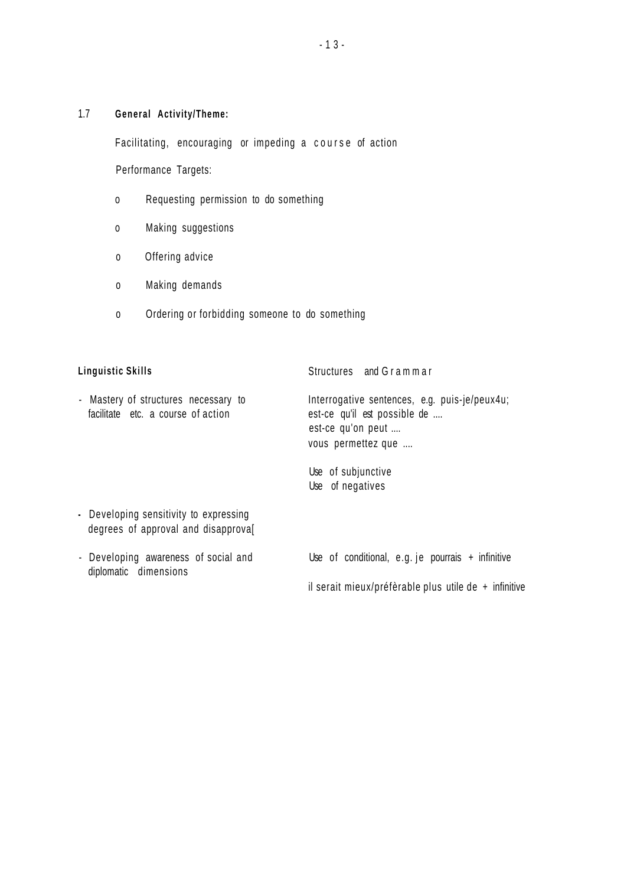## 1.7 General Activity/Theme:

Facilitating, encouraging or impeding a course of action

Performance Targets:

- o Requesting permission to do something
- o Making suggestions
- o Offering advice
- o Making demands
- o Ordering or forbidding someone to do something

| **Linguistic Skills** | Structures and Grammar |
|---|---|
| - Mastery of structures necessary to facilitate etc. a course of action | Interrogative sentences, e.g. puis-je/peux4u; est-ce qu'il est possible de .... est-ce qu'on peut .... vous permettez que .... |
| | Use of subjunctive<br>Use of negatives |
| - Developing sensitivity to expressing degrees of approval and disapprova[ | |
| - Developing awareness of social and diplomatic dimensions | Use of conditional, e.g. je pourrais + infinitive |
| | il serait mieux/préfèrable plus utile de + infinitive |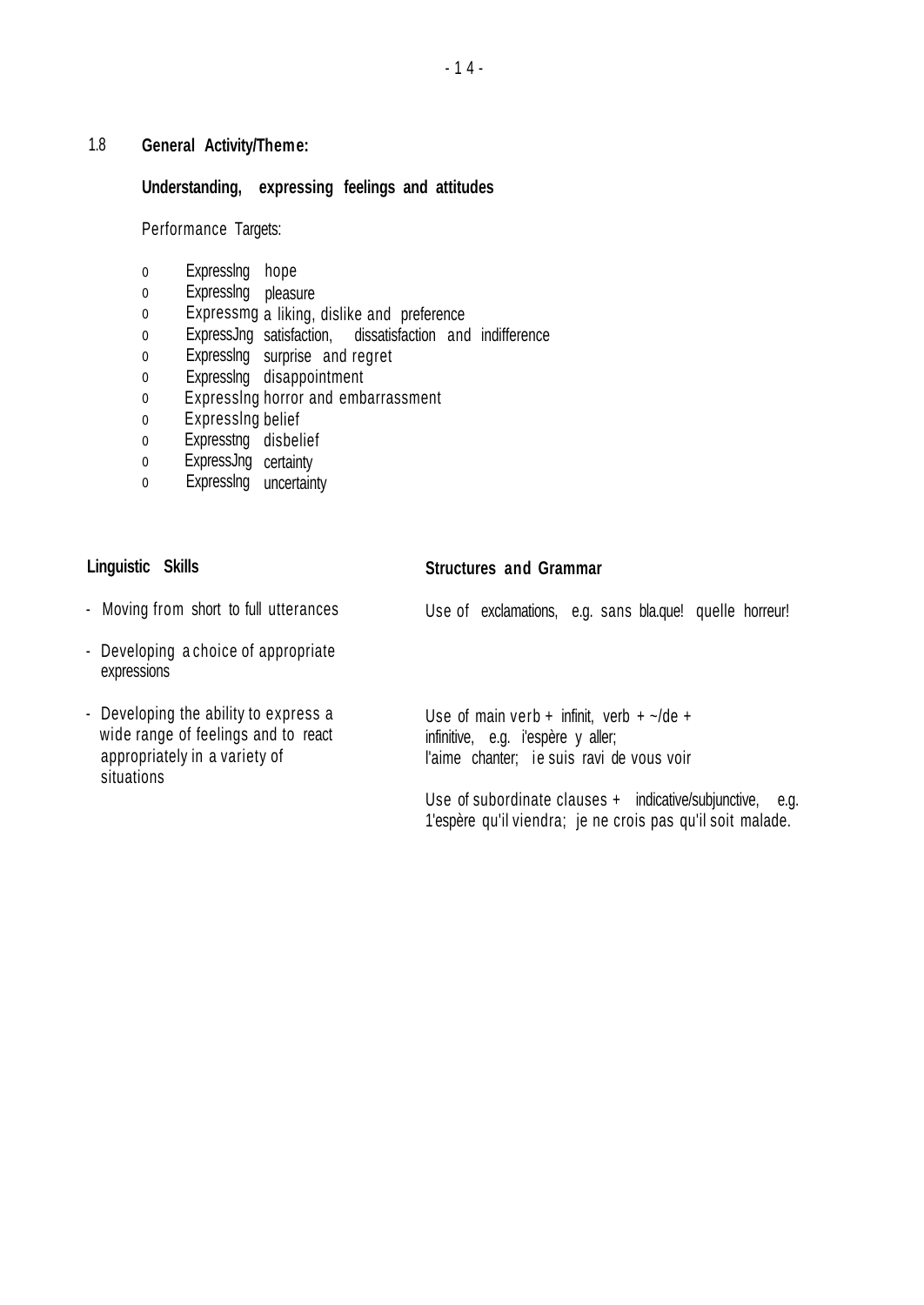## 1.8 General Activity/Theme:

**Understanding, expressing feelings and attitudes**

Performance Targets:

- o Expresslng hope
- o Expresslng pleasure
- o Expressmg a liking, dislike and preference
- o ExpressJng satisfaction, dissatisfaction and indifference
- o Expresslng surprise and regret
- o Expresslng disappointment
- o Expresslng horror and embarrassment
- o Expresslng belief
- o Expresstng disbelief
- o ExpressJng certainty
- o Expresslng uncertainty

| Linguistic Skills | Structures and Grammar |
|---|---|
| - Moving from short to full utterances | Use of exclamations, e.g. sans bla.que! quelle horreur! |
| - Developing a choice of appropriate expressions | |
| - Developing the ability to express a wide range of feelings and to react appropriately in a variety of situations | Use of main verb + infinit, verb + ~/de + infinitive, e.g. i'espère y aller; l'aime chanter; ie suis ravi de vous voir |
| | Use of subordinate clauses + indicative/subjunctive, e.g. 1'espère qu'il viendra; je ne crois pas qu'il soit malade. |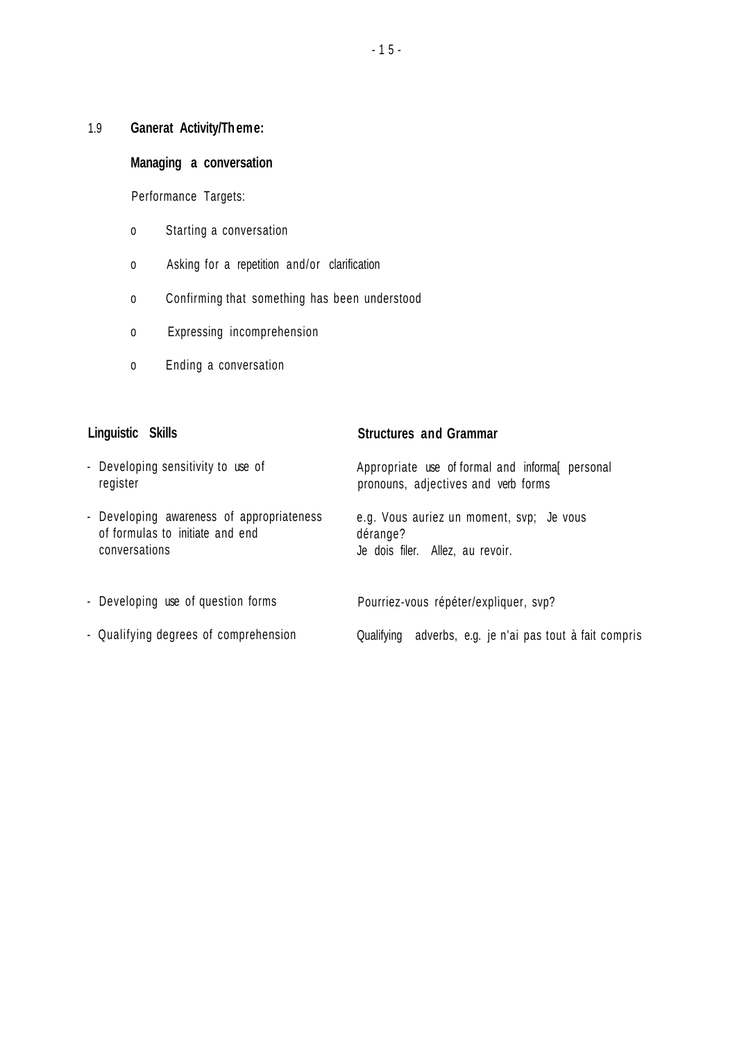1.9 **Ganerat Activity/Theme:**

**Managing a conversation**

Performance Targets:

- o Starting a conversation
- o Asking for a repetition and/or clarification
- o Confirming that something has been understood
- o Expressing incomprehension
- o Ending a conversation

| **Linguistic Skills** | **Structures and Grammar** |
|---|---|
| - Developing sensitivity to use of register | Appropriate use of formal and informa[ personal pronouns, adjectives and verb forms |
| - Developing awareness of appropriateness of formulas to initiate and end conversations | e.g. Vous auriez un moment, svp; Je vous dérange?<br>Je dois filer. Allez, au revoir. |
| - Developing use of question forms | Pourriez-vous répéter/expliquer, svp? |
| - Qualifying degrees of comprehension | Qualifying adverbs, e.g. je n'ai pas tout à fait compris |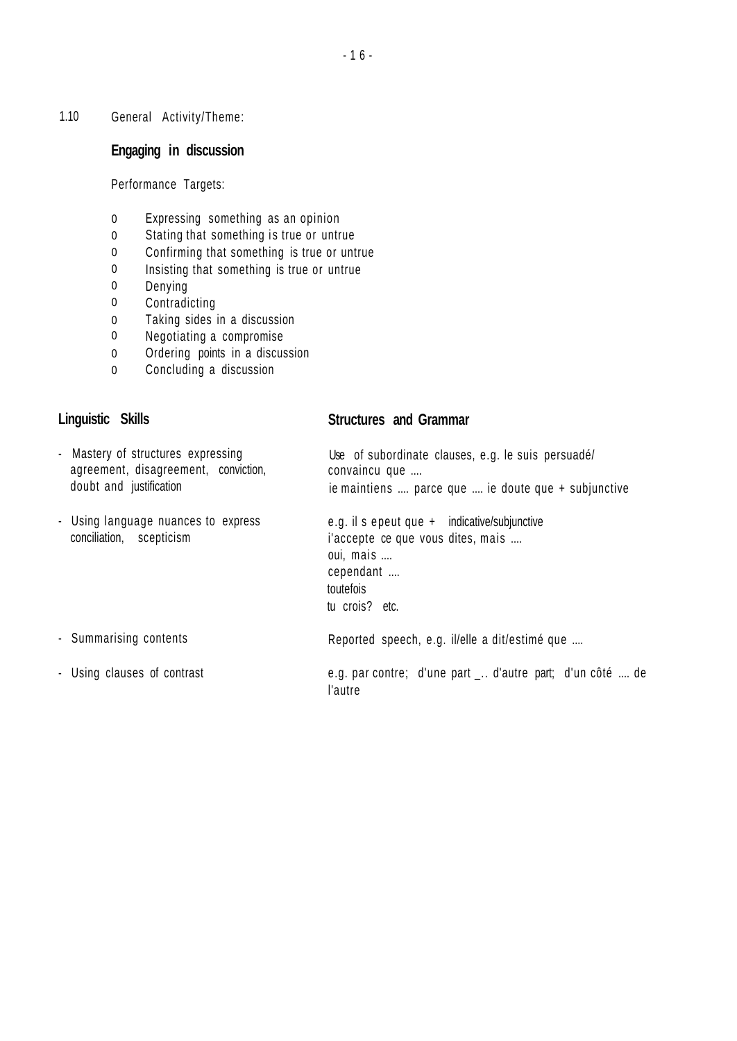1.10 General Activity/Theme:

## Engaging in discussion

Performance Targets:

- 0 Expressing something as an opinion
- 0 Stating that something is true or untrue
- 0 Confirming that something is true or untrue
- 0 Insisting that something is true or untrue
- 0 Denying
- 0 Contradicting
- 0 Taking sides in a discussion
- 0 Negotiating a compromise
- 0 Ordering points in a discussion
- 0 Concluding a discussion

| Linguistic Skills | Structures and Grammar |
|---|---|
| - Mastery of structures expressing agreement, disagreement, conviction, doubt and justification | Use of subordinate clauses, e.g. le suis persuadé/ convaincu que .... ie maintiens .... parce que .... ie doute que + subjunctive |
| - Using language nuances to express conciliation, scepticism | e.g. il s epeut que + indicative/subjunctive i'accepte ce que vous dites, mais .... oui, mais .... cependant .... toutefois tu crois? etc. |
| - Summarising contents | Reported speech, e.g. il/elle a dit/estimé que .... |
| - Using clauses of contrast | e.g. par contre; d'une part _.. d'autre part; d'un côté .... de l'autre |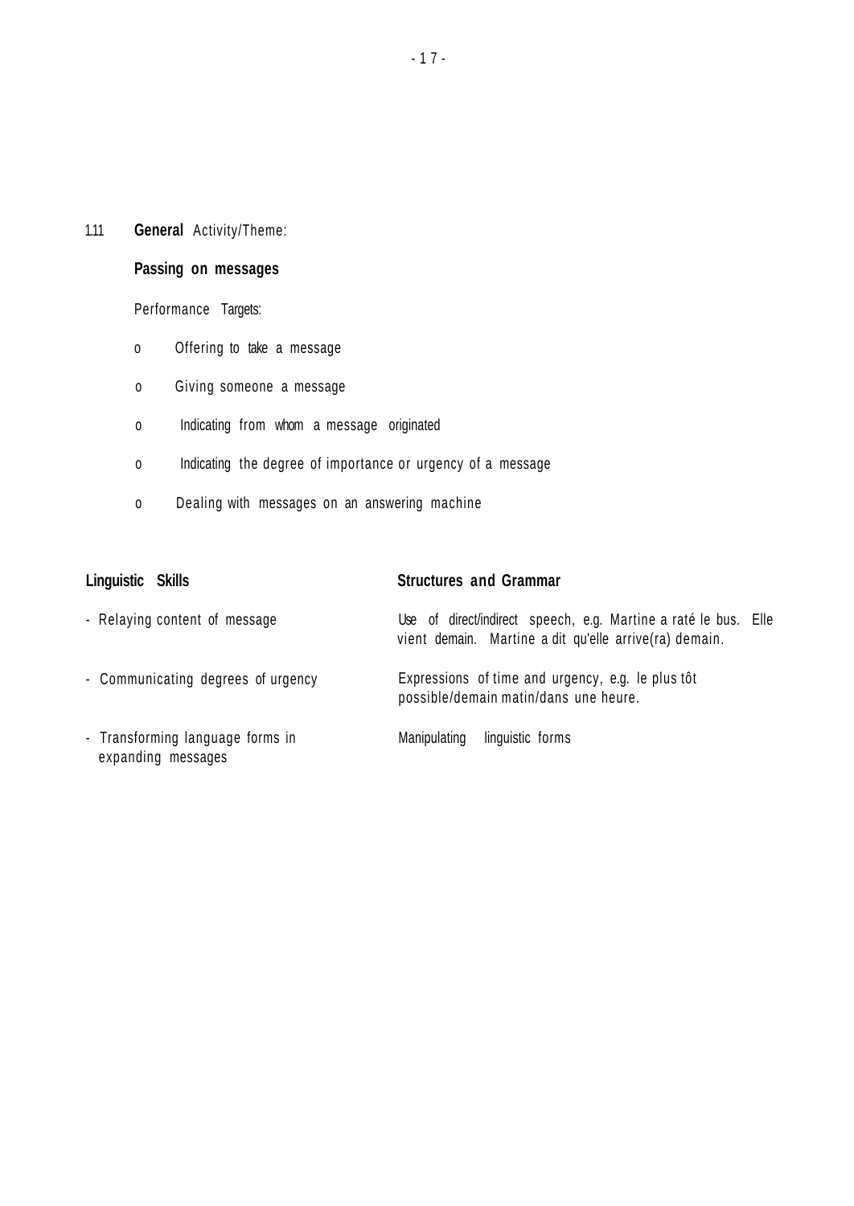1.11 **General** Activity/Theme:

**Passing on messages**

Performance Targets:

- o Offering to take a message
- o Giving someone a message
- o Indicating from whom a message originated
- o Indicating the degree of importance or urgency of a message
- o Dealing with messages on an answering machine

| **Linguistic Skills** | **Structures and Grammar** |
|---|---|
| - Relaying content of message | Use of direct/indirect speech, e.g. Martine a raté le bus. Elle vient demain. Martine a dit qu'elle arrive(ra) demain. |
| - Communicating degrees of urgency | Expressions of time and urgency, e.g. le plus tôt possible/demain matin/dans une heure. |
| - Transforming language forms in expanding messages | Manipulating linguistic forms |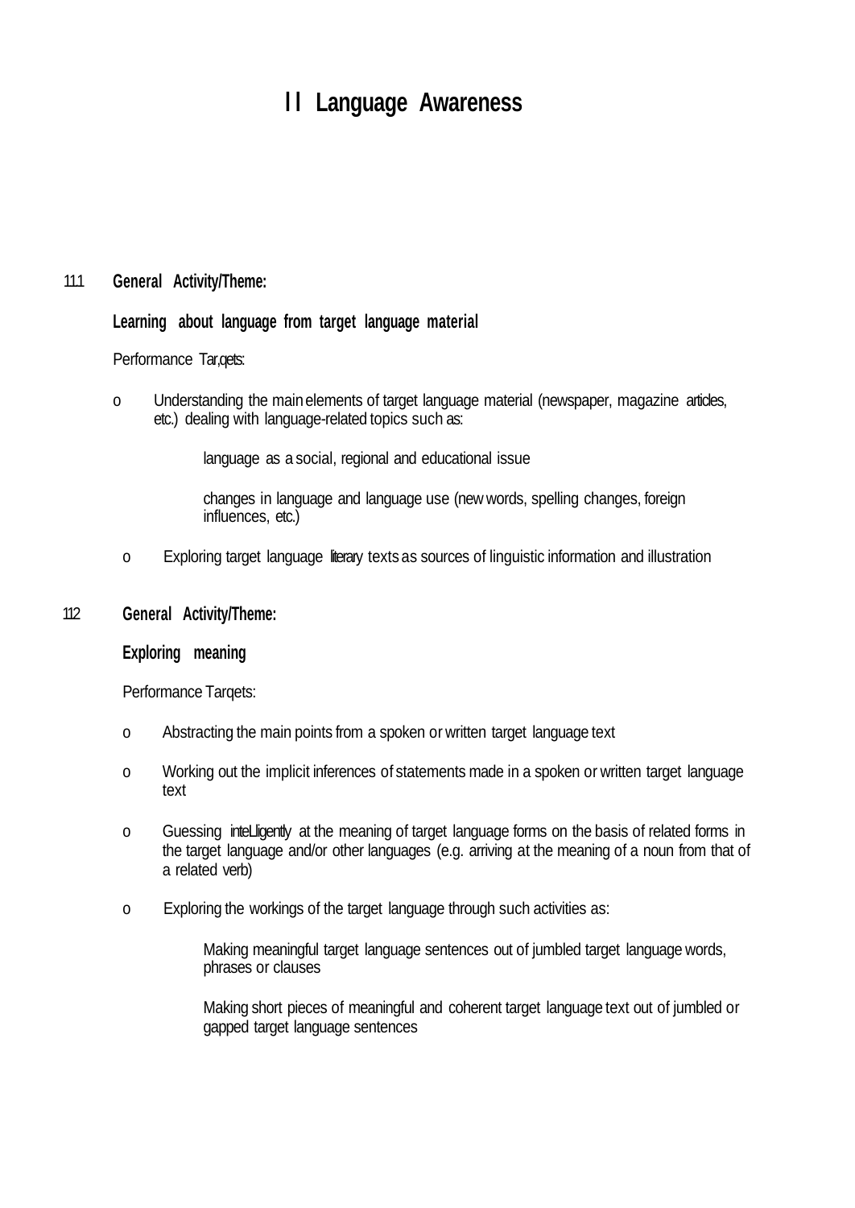# I I Language Awareness

111 **General Activity/Theme:**

**Learning about language from target language material**

Performance Tar,qets:

- o Understanding the main elements of target language material (newspaper, magazine articles, etc.) dealing with language-related topics such as:

  language as a social, regional and educational issue

  changes in language and language use (new words, spelling changes, foreign influences, etc.)

- o Exploring target language literary texts as sources of linguistic information and illustration

112 **General Activity/Theme:**

**Exploring meaning**

Performance Tarqets:

- o Abstracting the main points from a spoken or written target language text
- o Working out the implicit inferences of statements made in a spoken or written target language text
- o Guessing inteLligently at the meaning of target language forms on the basis of related forms in the target language and/or other languages (e.g. arriving at the meaning of a noun from that of a related verb)
- o Exploring the workings of the target language through such activities as:

  Making meaningful target language sentences out of jumbled target language words, phrases or clauses

  Making short pieces of meaningful and coherent target language text out of jumbled or gapped target language sentences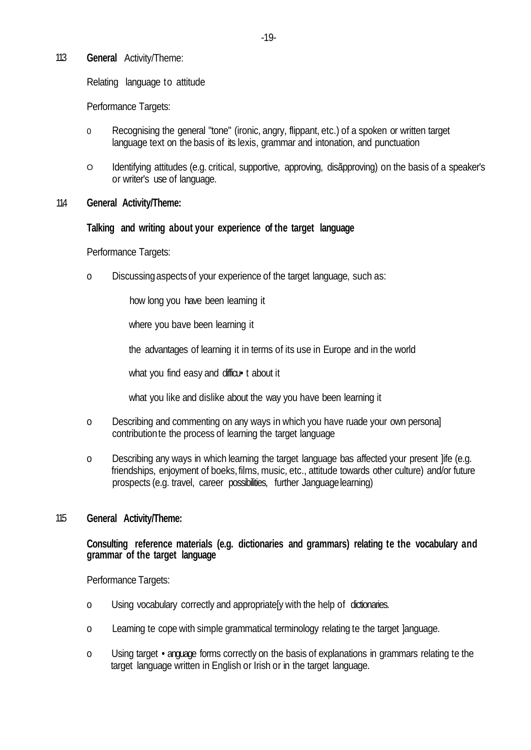113 **General** Activity/Theme:

Relating language to attitude

Performance Targets:

- o Recognising the general "tone" (ironic, angry, flippant, etc.) of a spoken or written target language text on the basis of its lexis, grammar and intonation, and punctuation
- o Identifying attitudes (e.g. critical, supportive, approving, disãpproving) on the basis of a speaker's or writer's use of language.

114 **General Activity/Theme:**

**Talking and writing about your experience of the target language**

Performance Targets:

- o Discussing aspects of your experience of the target language, such as:

  how long you have been leaming it

  where you bave been learning it

  the advantages of learning it in terms of its use in Europe and in the world

  what you find easy and difficu• t about it

  what you like and dislike about the way you have been learning it

- o Describing and commenting on any ways in which you have ruade your own persona] contribution te the process of learning the target language
- o Describing any ways in which learning the target language bas affected your present ]ife (e.g. friendships, enjoyment of boeks, films, music, etc., attitude towards other culture) and/or future prospects (e.g. travel, career possibilities, further Janguage learning)

115 **General Activity/Theme:**

**Consulting reference materials (e.g. dictionaries and grammars) relating te the vocabulary and grammar of the target language**

Performance Targets:

- o Using vocabulary correctly and appropriate[y with the help of dictionaries.
- o Leaming te cope with simple grammatical terminology relating te the target ]anguage.
- o Using target • anguage forms correctly on the basis of explanations in grammars relating te the target language written in English or Irish or in the target language.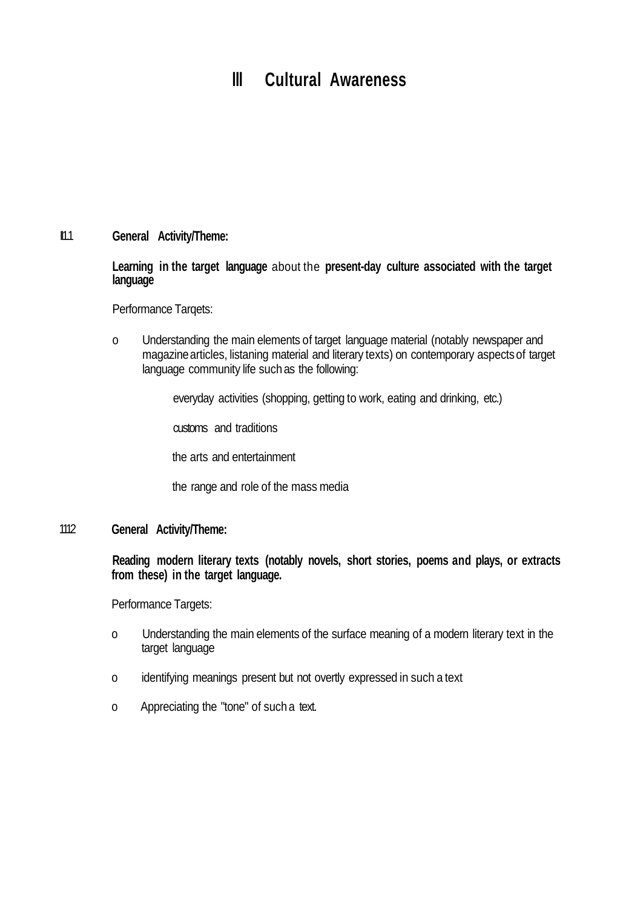# III Cultural Awareness

**III.1 General Activity/Theme:**

**Learning in the target language** about the **present-day culture associated with the target language**

Performance Tarqets:

- Understanding the main elements of target language material (notably newspaper and magazine articles, listaning material and literary texts) on contemporary aspects of target language community life such as the following:

  everyday activities (shopping, getting to work, eating and drinking, etc.)

  customs and traditions

  the arts and entertainment

  the range and role of the mass media

**1112 General Activity/Theme:**

**Reading modern literary texts (notably novels, short stories, poems and plays, or extracts from these) in the target language.**

Performance Targets:

- Understanding the main elements of the surface meaning of a modern literary text in the target language
- identifying meanings present but not overtly expressed in such a text
- Appreciating the "tone" of such a text.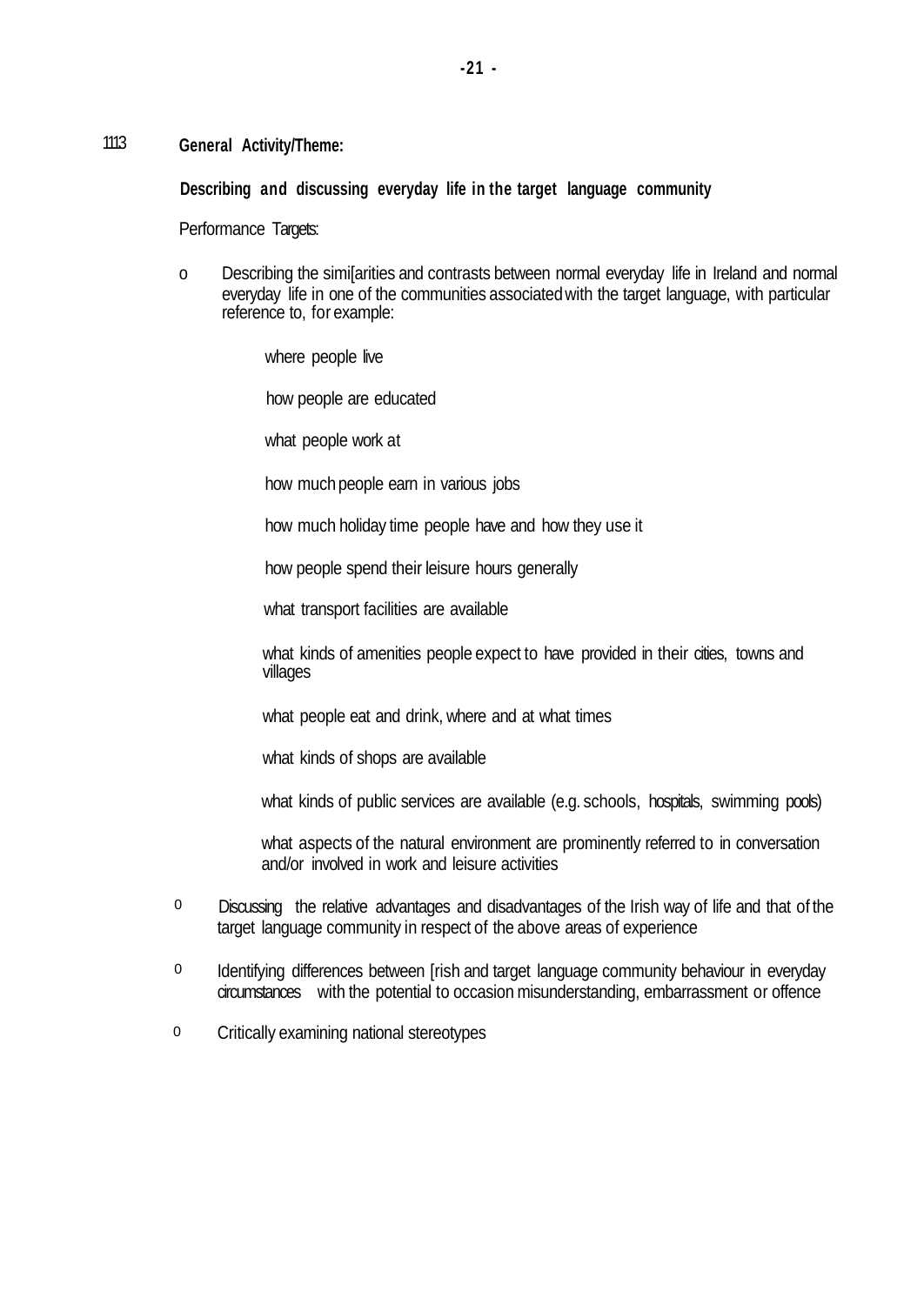1113 **General Activity/Theme:**

**Describing and discussing everyday life in the target language community**

Performance Targets:

- Describing the simi[arities and contrasts between normal everyday life in Ireland and normal everyday life in one of the communities associated with the target language, with particular reference to, for example:

    where people live

    how people are educated

    what people work at

    how much people earn in various jobs

    how much holiday time people have and how they use it

    how people spend their leisure hours generally

    what transport facilities are available

    what kinds of amenities people expect to have provided in their cities, towns and villages

    what people eat and drink, where and at what times

    what kinds of shops are available

    what kinds of public services are available (e.g. schools, hospitals, swimming pools)

    what aspects of the natural environment are prominently referred to in conversation and/or involved in work and leisure activities

- Discussing the relative advantages and disadvantages of the Irish way of life and that of the target language community in respect of the above areas of experience

- Identifying differences between [rish and target language community behaviour in everyday circumstances with the potential to occasion misunderstanding, embarrassment or offence

- Critically examining national stereotypes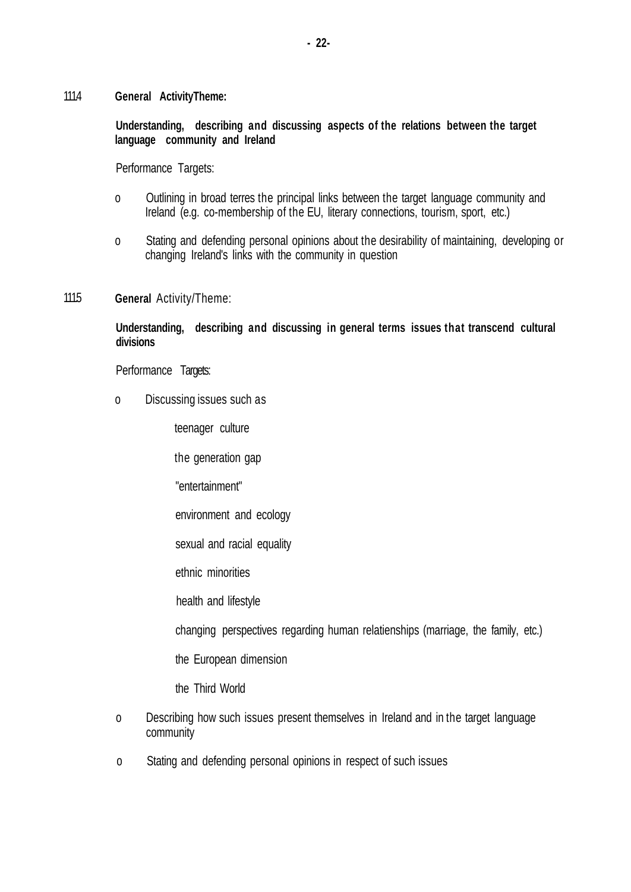1114 **General ActivityTheme:**

**Understanding, describing and discussing aspects of the relations between the target language community and Ireland**

Performance Targets:

- o Outlining in broad terres the principal links between the target language community and Ireland (e.g. co-membership of the EU, literary connections, tourism, sport, etc.)
- o Stating and defending personal opinions about the desirability of maintaining, developing or changing Ireland's links with the community in question

1115 **General** Activity/Theme:

**Understanding, describing and discussing in general terms issues that transcend cultural divisions**

Performance Targets:

- o Discussing issues such as

  teenager culture

  the generation gap

  "entertainment"

  environment and ecology

  sexual and racial equality

  ethnic minorities

  health and lifestyle

  changing perspectives regarding human relatienships (marriage, the family, etc.)

  the European dimension

  the Third World

- o Describing how such issues present themselves in Ireland and in the target language community
- o Stating and defending personal opinions in respect of such issues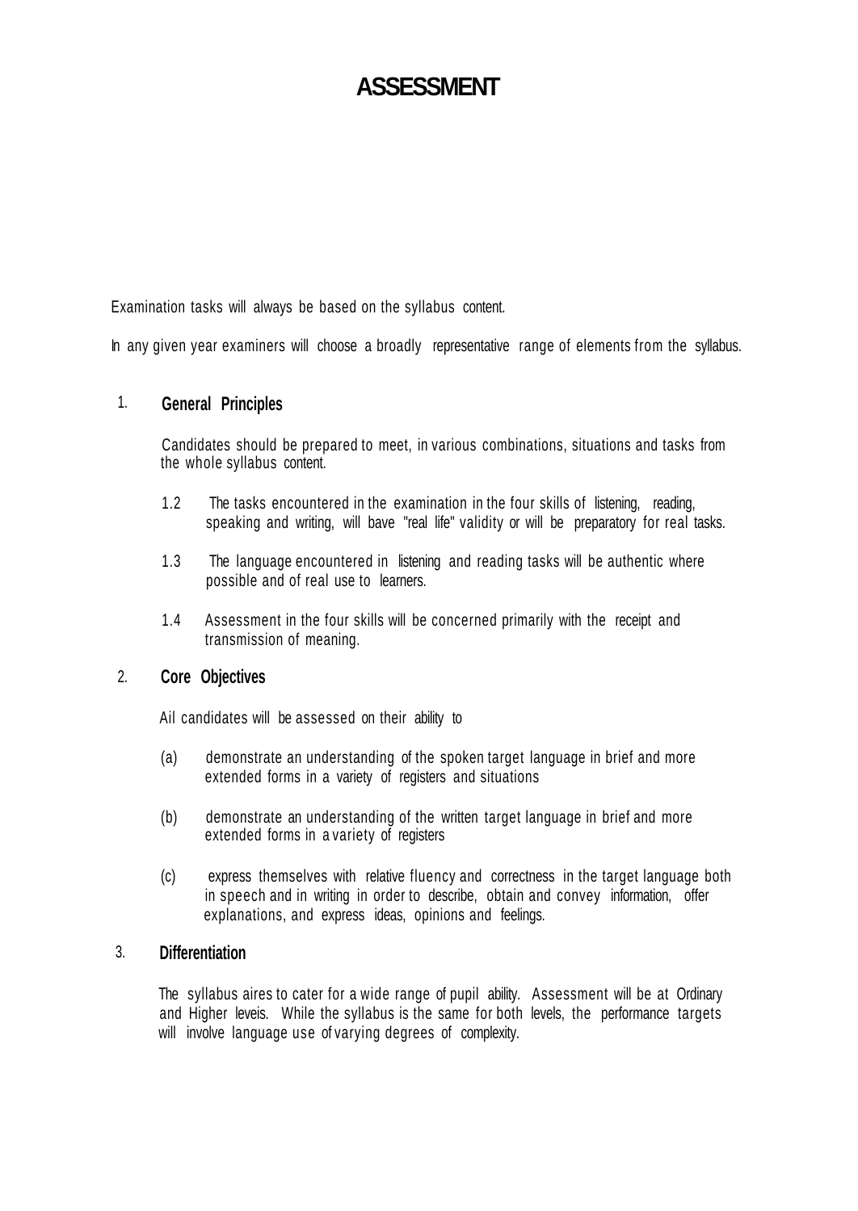# ASSESSMENT

Examination tasks will always be based on the syllabus content.

In any given year examiners will choose a broadly representative range of elements from the syllabus.

## 1. General Principles

Candidates should be prepared to meet, in various combinations, situations and tasks from the whole syllabus content.

1.2 The tasks encountered in the examination in the four skills of listening, reading, speaking and writing, will bave "real life" validity or will be preparatory for real tasks.

1.3 The language encountered in listening and reading tasks will be authentic where possible and of real use to learners.

1.4 Assessment in the four skills will be concerned primarily with the receipt and transmission of meaning.

## 2. Core Objectives

Ail candidates will be assessed on their ability to

(a) demonstrate an understanding of the spoken target language in brief and more extended forms in a variety of registers and situations

(b) demonstrate an understanding of the written target language in brief and more extended forms in a variety of registers

(c) express themselves with relative fluency and correctness in the target language both in speech and in writing in order to describe, obtain and convey information, offer explanations, and express ideas, opinions and feelings.

## 3. Differentiation

The syllabus aires to cater for a wide range of pupil ability. Assessment will be at Ordinary and Higher leveis. While the syllabus is the same for both levels, the performance targets will involve language use of varying degrees of complexity.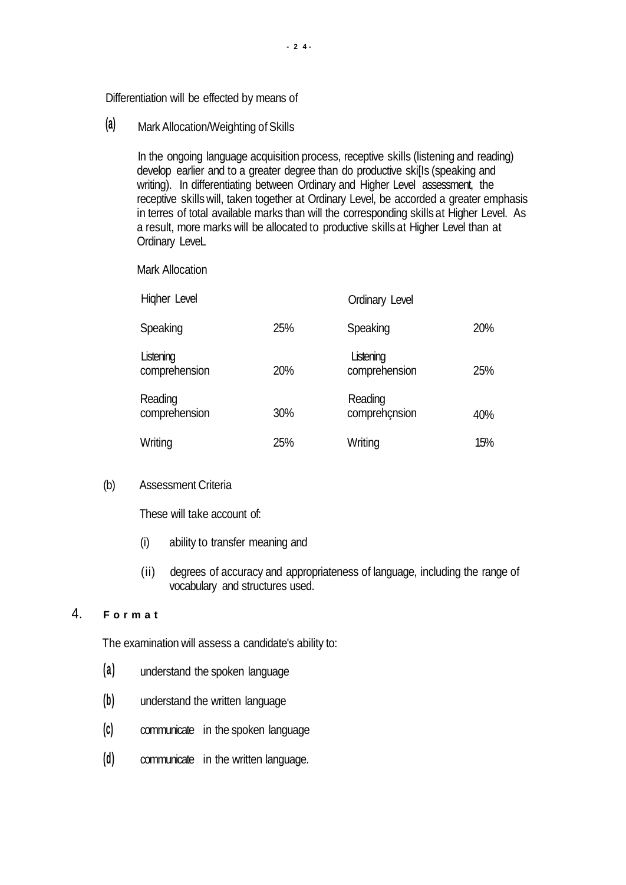Differentiation will be effected by means of

**(a)** Mark Allocation/Weighting of Skills

In the ongoing language acquisition process, receptive skills (listening and reading) develop earlier and to a greater degree than do productive ski[Is (speaking and writing). In differentiating between Ordinary and Higher Level assessment, the receptive skills will, taken together at Ordinary Level, be accorded a greater emphasis in terres of total available marks than will the corresponding skills at Higher Level. As a result, more marks will be allocated to productive skills at Higher Level than at Ordinary LeveL

Mark Allocation

| Hiqher Level | | Ordinary Level | |
|---|---|---|---|
| Speaking | 25% | Speaking | 20% |
| Listening comprehension | 20% | Listening comprehension | 25% |
| Reading comprehension | 30% | Reading comprehçnsion | 40% |
| Writing | 25% | Writing | 15% |

(b) Assessment Criteria

These will take account of:

(i) ability to transfer meaning and

(ii) degrees of accuracy and appropriateness of language, including the range of vocabulary and structures used.

## 4. Format

The examination will assess a candidate's ability to:

**(a)** understand the spoken language

**(b)** understand the written language

**(c)** communicate in the spoken language

**(d)** communicate in the written language.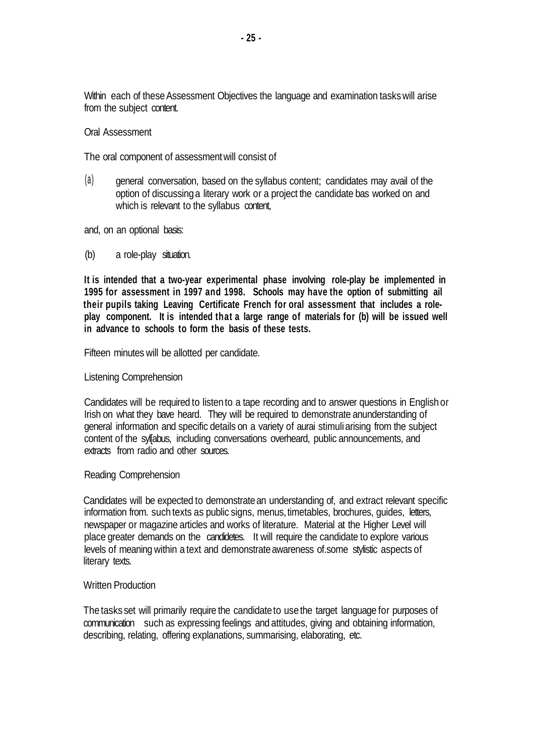Within each of these Assessment Objectives the language and examination tasks will arise from the subject content.

### Oral Assessment

The oral component of assessment will consist of

(a) general conversation, based on the syllabus content; candidates may avail of the option of discussing a literary work or a project the candidate bas worked on and which is relevant to the syllabus content,

and, on an optional basis:

(b) a role-play situation.

**It is intended that a two-year experimental phase involving role-play be implemented in 1995 for assessment in 1997 and 1998. Schools may have the option of submitting ail their pupils taking Leaving Certificate French for oral assessment that includes a role-play component. It is intended that a large range of materials for (b) will be issued well in advance to schools to form the basis of these tests.**

Fifteen minutes will be allotted per candidate.

### Listening Comprehension

Candidates will be required to listen to a tape recording and to answer questions in English or Irish on what they bave heard. They will be required to demonstrate anunderstanding of general information and specific details on a variety of aurai stimuli arising from the subject content of the syl[abus, including conversations overheard, public announcements, and extracts from radio and other sources.

### Reading Comprehension

Candidates will be expected to demonstrate an understanding of, and extract relevant specific information from. such texts as public signs, menus, timetables, brochures, guides, letters, newspaper or magazine articles and works of literature. Material at the Higher Level will place greater demands on the candidetes. It will require the candidate to explore various levels of meaning within a text and demonstrate awareness of.some stylistic aspects of literary texts.

### Written Production

The tasks set will primarily require the candidate to use the target language for purposes of communication such as expressing feelings and attitudes, giving and obtaining information, describing, relating, offering explanations, summarising, elaborating, etc.